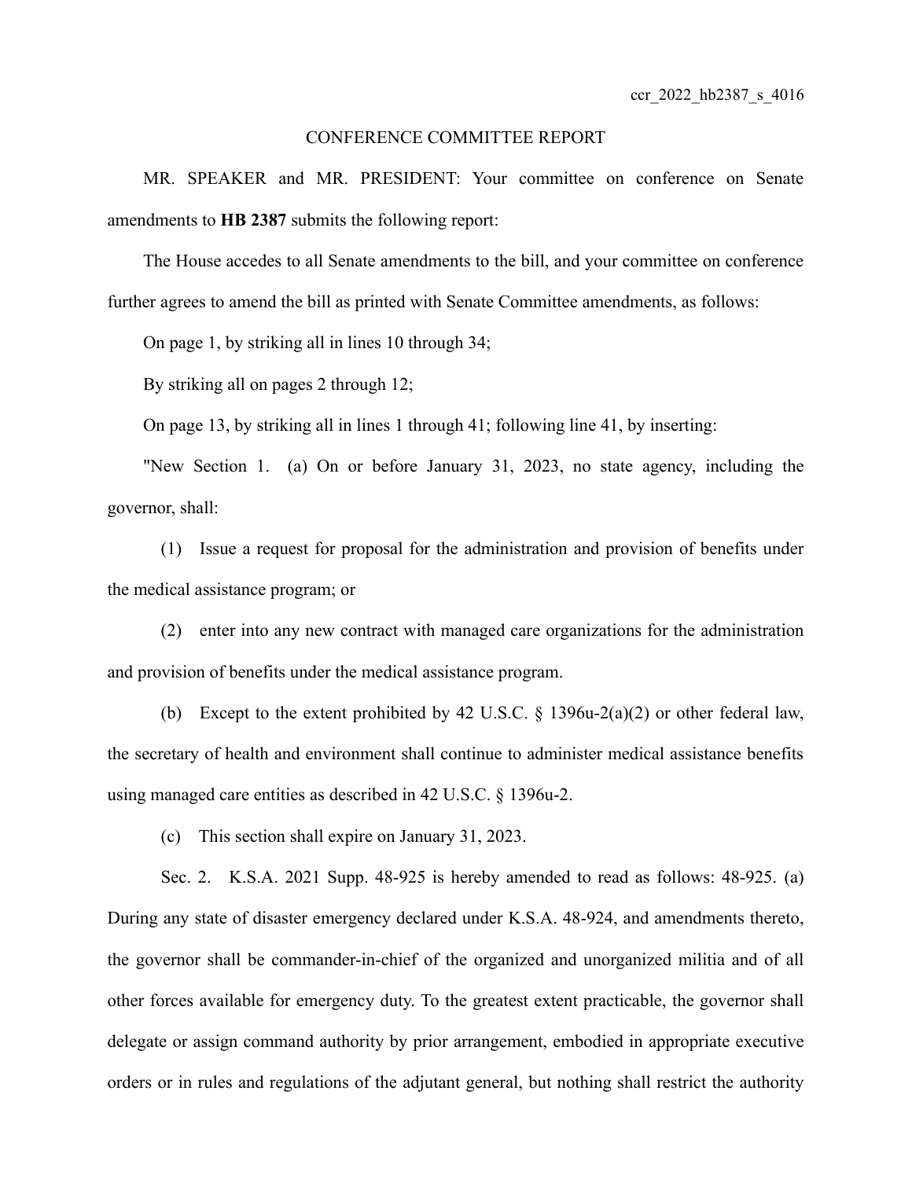ccr_2022_hb2387_s_4016

CONFERENCE COMMITTEE REPORT

MR. SPEAKER and MR. PRESIDENT: Your committee on conference on Senate amendments to **HB 2387** submits the following report:

The House accedes to all Senate amendments to the bill, and your committee on conference further agrees to amend the bill as printed with Senate Committee amendments, as follows:

On page 1, by striking all in lines 10 through 34;

By striking all on pages 2 through 12;

On page 13, by striking all in lines 1 through 41; following line 41, by inserting:

"New Section 1. (a) On or before January 31, 2023, no state agency, including the governor, shall:

(1) Issue a request for proposal for the administration and provision of benefits under the medical assistance program; or

(2) enter into any new contract with managed care organizations for the administration and provision of benefits under the medical assistance program.

(b) Except to the extent prohibited by 42 U.S.C. § 1396u-2(a)(2) or other federal law, the secretary of health and environment shall continue to administer medical assistance benefits using managed care entities as described in 42 U.S.C. § 1396u-2.

(c) This section shall expire on January 31, 2023.

Sec. 2. K.S.A. 2021 Supp. 48-925 is hereby amended to read as follows: 48-925. (a) During any state of disaster emergency declared under K.S.A. 48-924, and amendments thereto, the governor shall be commander-in-chief of the organized and unorganized militia and of all other forces available for emergency duty. To the greatest extent practicable, the governor shall delegate or assign command authority by prior arrangement, embodied in appropriate executive orders or in rules and regulations of the adjutant general, but nothing shall restrict the authority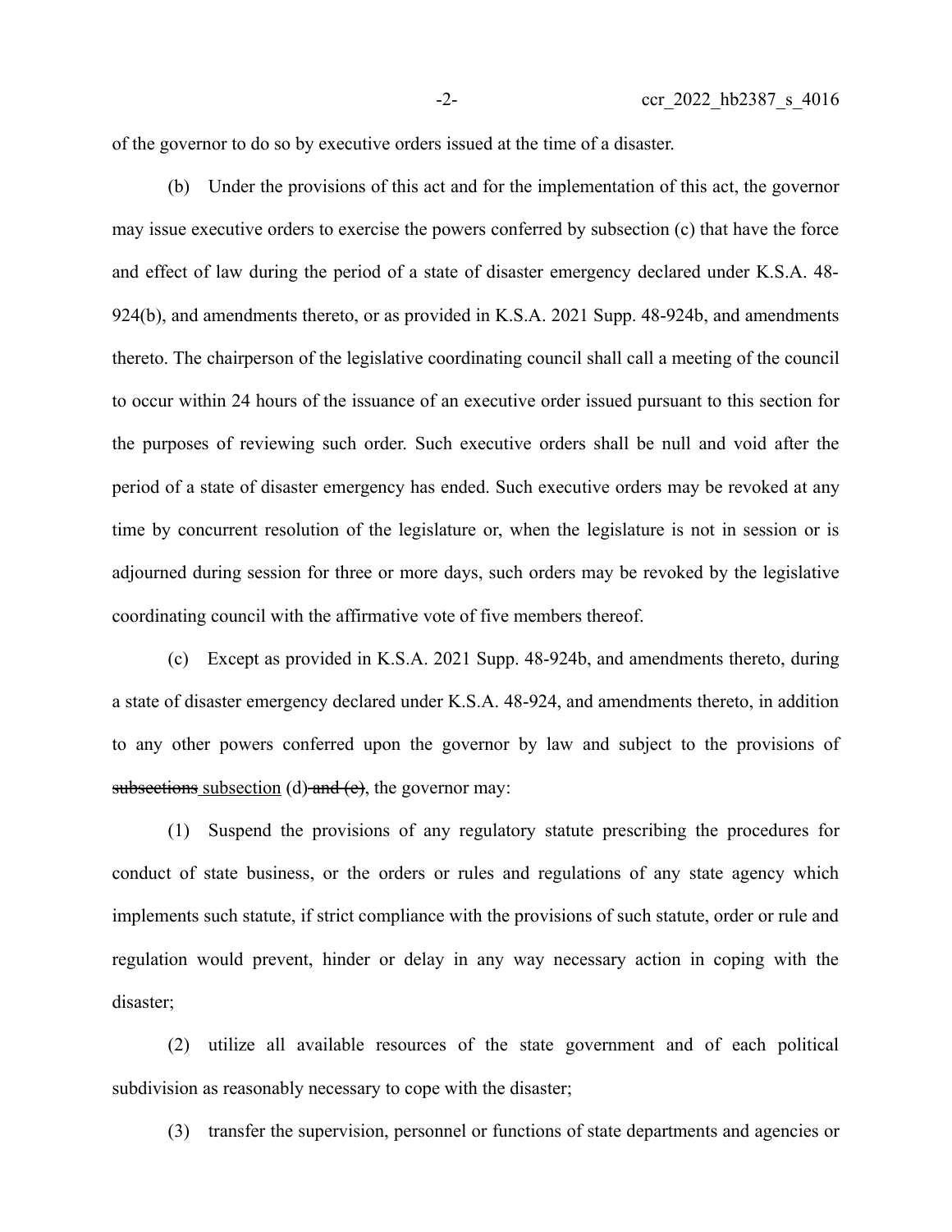of the governor to do so by executive orders issued at the time of a disaster.

(b) Under the provisions of this act and for the implementation of this act, the governor may issue executive orders to exercise the powers conferred by subsection (c) that have the force and effect of law during the period of a state of disaster emergency declared under K.S.A. 48-924(b), and amendments thereto, or as provided in K.S.A. 2021 Supp. 48-924b, and amendments thereto. The chairperson of the legislative coordinating council shall call a meeting of the council to occur within 24 hours of the issuance of an executive order issued pursuant to this section for the purposes of reviewing such order. Such executive orders shall be null and void after the period of a state of disaster emergency has ended. Such executive orders may be revoked at any time by concurrent resolution of the legislature or, when the legislature is not in session or is adjourned during session for three or more days, such orders may be revoked by the legislative coordinating council with the affirmative vote of five members thereof.

(c) Except as provided in K.S.A. 2021 Supp. 48-924b, and amendments thereto, during a state of disaster emergency declared under K.S.A. 48-924, and amendments thereto, in addition to any other powers conferred upon the governor by law and subject to the provisions of ~~subsections~~ subsection (d) ~~and (e)~~, the governor may:

(1) Suspend the provisions of any regulatory statute prescribing the procedures for conduct of state business, or the orders or rules and regulations of any state agency which implements such statute, if strict compliance with the provisions of such statute, order or rule and regulation would prevent, hinder or delay in any way necessary action in coping with the disaster;

(2) utilize all available resources of the state government and of each political subdivision as reasonably necessary to cope with the disaster;

(3) transfer the supervision, personnel or functions of state departments and agencies or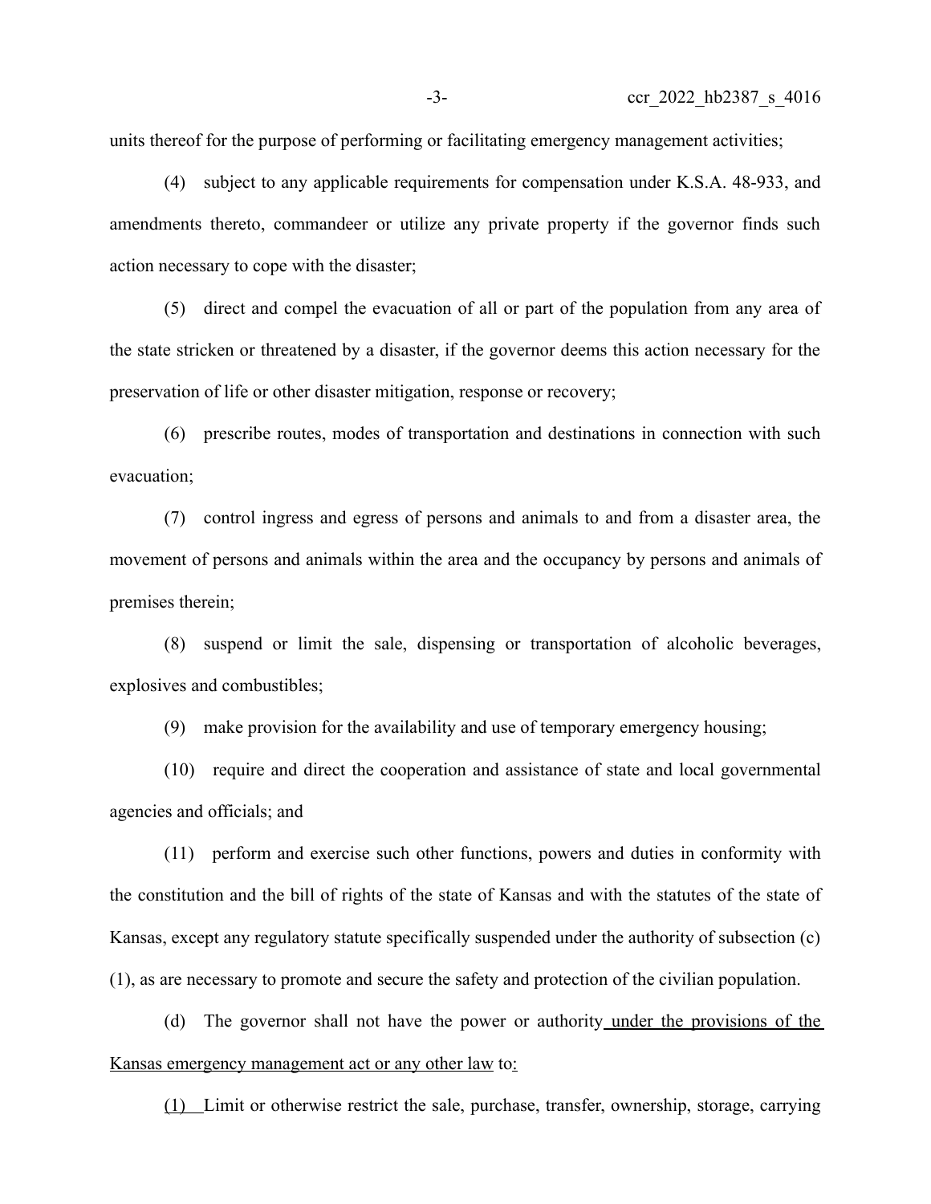units thereof for the purpose of performing or facilitating emergency management activities;

(4) subject to any applicable requirements for compensation under K.S.A. 48-933, and amendments thereto, commandeer or utilize any private property if the governor finds such action necessary to cope with the disaster;

(5) direct and compel the evacuation of all or part of the population from any area of the state stricken or threatened by a disaster, if the governor deems this action necessary for the preservation of life or other disaster mitigation, response or recovery;

(6) prescribe routes, modes of transportation and destinations in connection with such evacuation;

(7) control ingress and egress of persons and animals to and from a disaster area, the movement of persons and animals within the area and the occupancy by persons and animals of premises therein;

(8) suspend or limit the sale, dispensing or transportation of alcoholic beverages, explosives and combustibles;

(9) make provision for the availability and use of temporary emergency housing;

(10) require and direct the cooperation and assistance of state and local governmental agencies and officials; and

(11) perform and exercise such other functions, powers and duties in conformity with the constitution and the bill of rights of the state of Kansas and with the statutes of the state of Kansas, except any regulatory statute specifically suspended under the authority of subsection (c)(1), as are necessary to promote and secure the safety and protection of the civilian population.

(d) The governor shall not have the power or authority under the provisions of the Kansas emergency management act or any other law to:

(1) Limit or otherwise restrict the sale, purchase, transfer, ownership, storage, carrying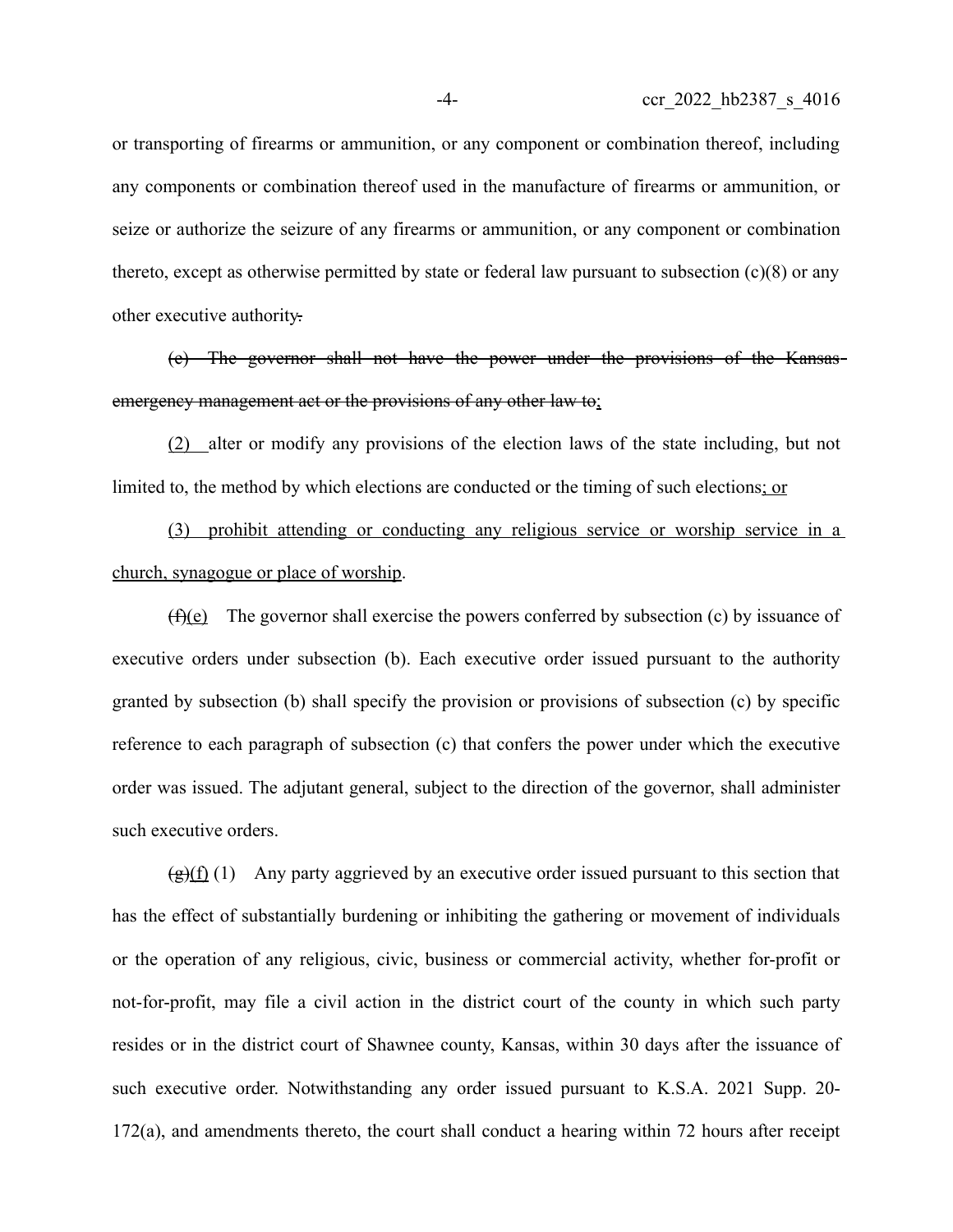or transporting of firearms or ammunition, or any component or combination thereof, including any components or combination thereof used in the manufacture of firearms or ammunition, or seize or authorize the seizure of any firearms or ammunition, or any component or combination thereto, except as otherwise permitted by state or federal law pursuant to subsection (c)(8) or any other executive authority~~.~~

~~(e) The governor shall not have the power under the provisions of the Kansas emergency management act or the provisions of any other law to~~<u>;</u>

<u>(2)</u> alter or modify any provisions of the election laws of the state including, but not limited to, the method by which elections are conducted or the timing of such elections<u>; or</u>

<u>(3) prohibit attending or conducting any religious service or worship service in a church, synagogue or place of worship</u>.

~~(f)~~<u>(e)</u> The governor shall exercise the powers conferred by subsection (c) by issuance of executive orders under subsection (b). Each executive order issued pursuant to the authority granted by subsection (b) shall specify the provision or provisions of subsection (c) by specific reference to each paragraph of subsection (c) that confers the power under which the executive order was issued. The adjutant general, subject to the direction of the governor, shall administer such executive orders.

~~(g)~~<u>(f)</u> (1) Any party aggrieved by an executive order issued pursuant to this section that has the effect of substantially burdening or inhibiting the gathering or movement of individuals or the operation of any religious, civic, business or commercial activity, whether for-profit or not-for-profit, may file a civil action in the district court of the county in which such party resides or in the district court of Shawnee county, Kansas, within 30 days after the issuance of such executive order. Notwithstanding any order issued pursuant to K.S.A. 2021 Supp. 20-172(a), and amendments thereto, the court shall conduct a hearing within 72 hours after receipt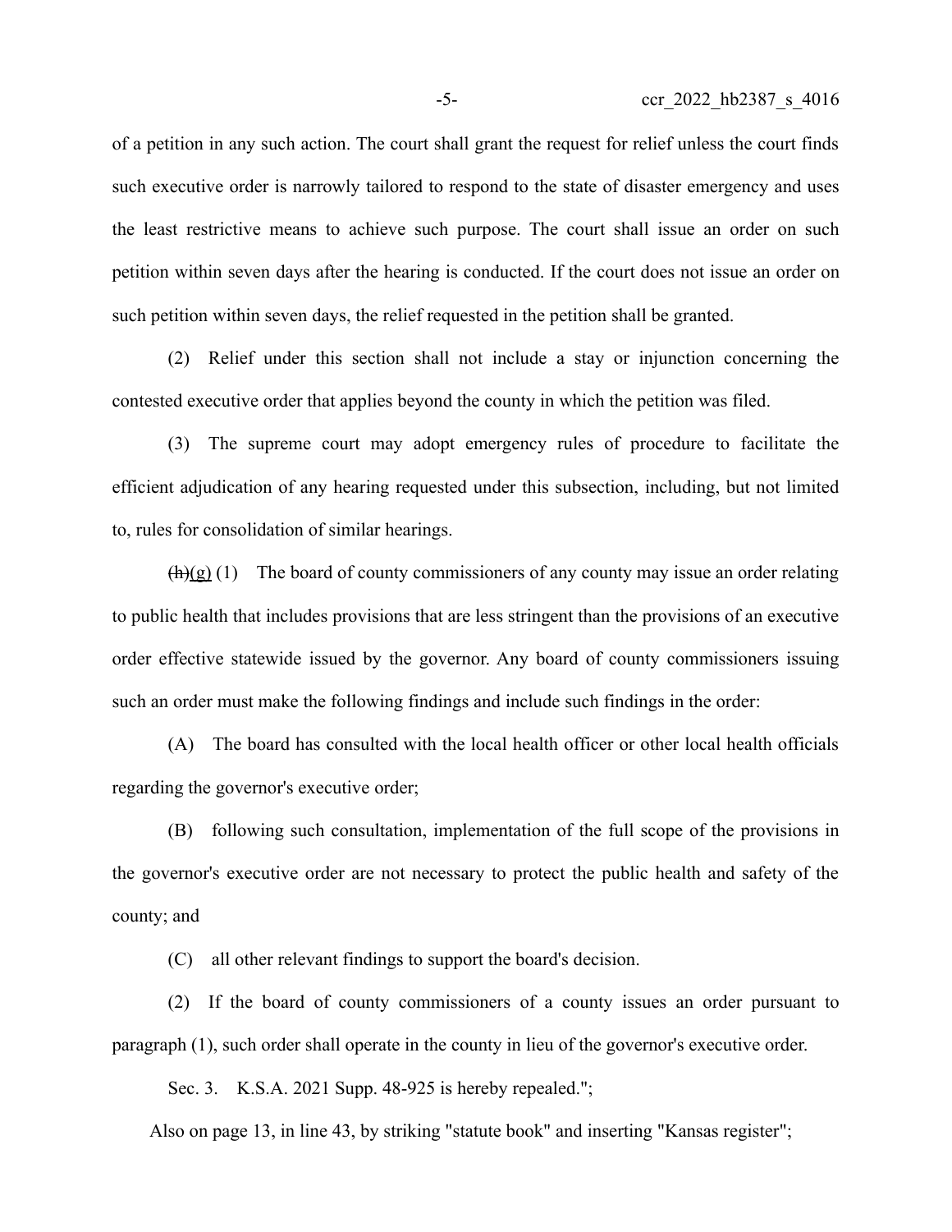of a petition in any such action. The court shall grant the request for relief unless the court finds such executive order is narrowly tailored to respond to the state of disaster emergency and uses the least restrictive means to achieve such purpose. The court shall issue an order on such petition within seven days after the hearing is conducted. If the court does not issue an order on such petition within seven days, the relief requested in the petition shall be granted.

(2) Relief under this section shall not include a stay or injunction concerning the contested executive order that applies beyond the county in which the petition was filed.

(3) The supreme court may adopt emergency rules of procedure to facilitate the efficient adjudication of any hearing requested under this subsection, including, but not limited to, rules for consolidation of similar hearings.

~~(h)~~(g) (1) The board of county commissioners of any county may issue an order relating to public health that includes provisions that are less stringent than the provisions of an executive order effective statewide issued by the governor. Any board of county commissioners issuing such an order must make the following findings and include such findings in the order:

(A) The board has consulted with the local health officer or other local health officials regarding the governor's executive order;

(B) following such consultation, implementation of the full scope of the provisions in the governor's executive order are not necessary to protect the public health and safety of the county; and

(C) all other relevant findings to support the board's decision.

(2) If the board of county commissioners of a county issues an order pursuant to paragraph (1), such order shall operate in the county in lieu of the governor's executive order.

Sec. 3. K.S.A. 2021 Supp. 48-925 is hereby repealed.";

Also on page 13, in line 43, by striking "statute book" and inserting "Kansas register";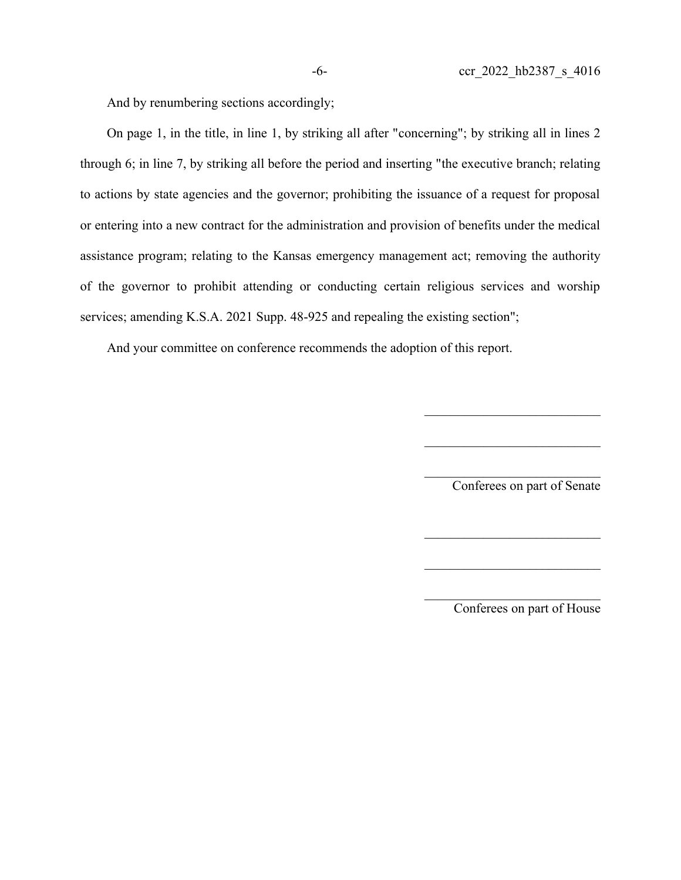And by renumbering sections accordingly;

On page 1, in the title, in line 1, by striking all after "concerning"; by striking all in lines 2 through 6; in line 7, by striking all before the period and inserting "the executive branch; relating to actions by state agencies and the governor; prohibiting the issuance of a request for proposal or entering into a new contract for the administration and provision of benefits under the medical assistance program; relating to the Kansas emergency management act; removing the authority of the governor to prohibit attending or conducting certain religious services and worship services; amending K.S.A. 2021 Supp. 48-925 and repealing the existing section";

And your committee on conference recommends the adoption of this report.

\_\_\_\_\_\_\_\_\_\_\_\_\_\_\_\_\_\_\_\_\_\_\_\_\_\_\_

\_\_\_\_\_\_\_\_\_\_\_\_\_\_\_\_\_\_\_\_\_\_\_\_\_\_\_

\_\_\_\_\_\_\_\_\_\_\_\_\_\_\_\_\_\_\_\_\_\_\_\_\_\_\_

Conferees on part of Senate

\_\_\_\_\_\_\_\_\_\_\_\_\_\_\_\_\_\_\_\_\_\_\_\_\_\_\_

\_\_\_\_\_\_\_\_\_\_\_\_\_\_\_\_\_\_\_\_\_\_\_\_\_\_\_

\_\_\_\_\_\_\_\_\_\_\_\_\_\_\_\_\_\_\_\_\_\_\_\_\_\_\_

Conferees on part of House